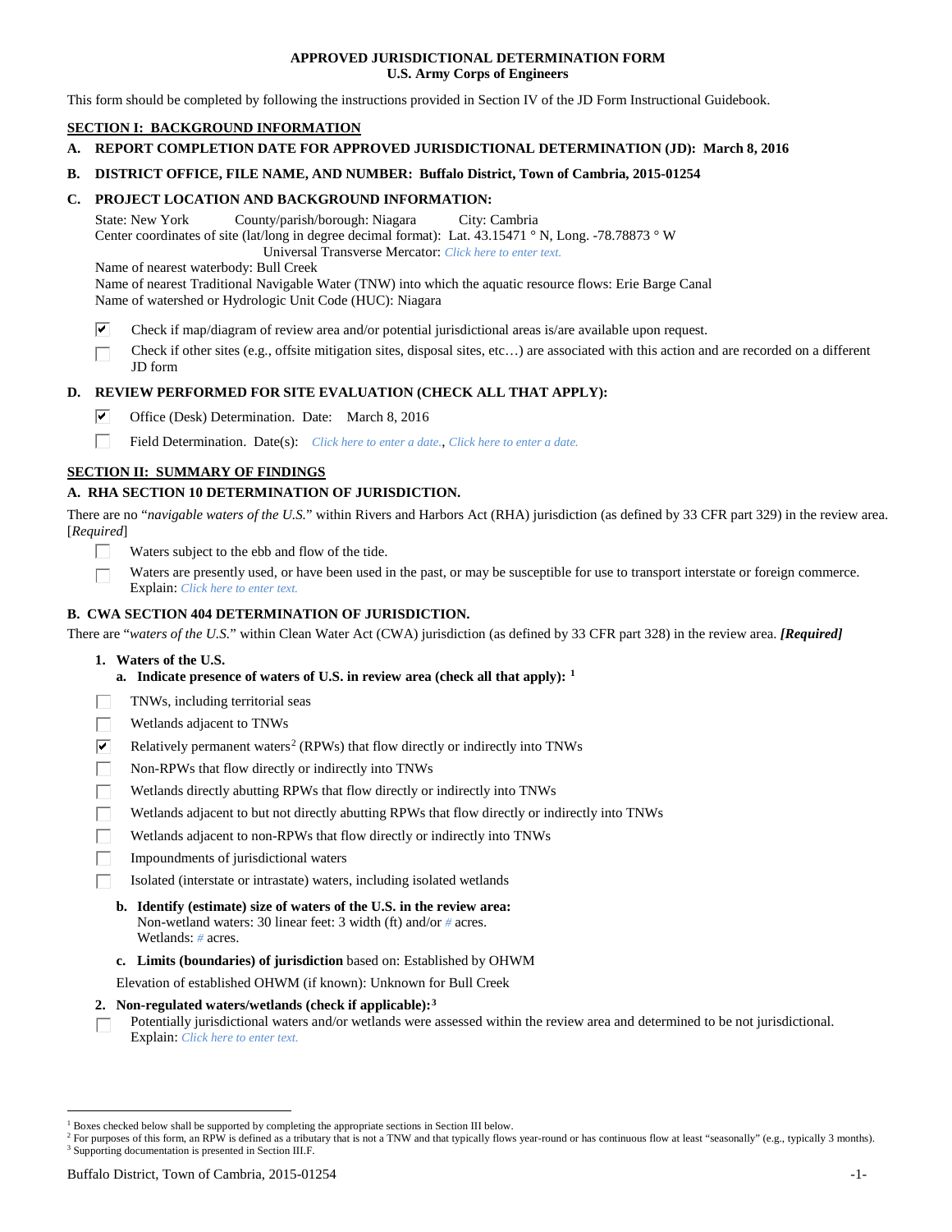**APPROVED JURISDICTIONAL DETERMINATION FORM**
**U.S. Army Corps of Engineers**

This form should be completed by following the instructions provided in Section IV of the JD Form Instructional Guidebook.

## SECTION I: BACKGROUND INFORMATION

**A. REPORT COMPLETION DATE FOR APPROVED JURISDICTIONAL DETERMINATION (JD): March 8, 2016**

**B. DISTRICT OFFICE, FILE NAME, AND NUMBER: Buffalo District, Town of Cambria, 2015-01254**

**C. PROJECT LOCATION AND BACKGROUND INFORMATION:**

State: New York County/parish/borough: Niagara City: Cambria
Center coordinates of site (lat/long in degree decimal format): Lat. 43.15471 ° N, Long. -78.78873 ° W
Universal Transverse Mercator: *Click here to enter text.*
Name of nearest waterbody: Bull Creek
Name of nearest Traditional Navigable Water (TNW) into which the aquatic resource flows: Erie Barge Canal
Name of watershed or Hydrologic Unit Code (HUC): Niagara

- ☑ Check if map/diagram of review area and/or potential jurisdictional areas is/are available upon request.
- ☐ Check if other sites (e.g., offsite mitigation sites, disposal sites, etc…) are associated with this action and are recorded on a different JD form

**D. REVIEW PERFORMED FOR SITE EVALUATION (CHECK ALL THAT APPLY):**

- ☑ Office (Desk) Determination. Date: March 8, 2016
- ☐ Field Determination. Date(s): *Click here to enter a date.*, *Click here to enter a date.*

## SECTION II: SUMMARY OF FINDINGS

**A. RHA SECTION 10 DETERMINATION OF JURISDICTION.**

There are no "*navigable waters of the U.S.*" within Rivers and Harbors Act (RHA) jurisdiction (as defined by 33 CFR part 329) in the review area. [*Required*]

- ☐ Waters subject to the ebb and flow of the tide.
- ☐ Waters are presently used, or have been used in the past, or may be susceptible for use to transport interstate or foreign commerce. Explain: *Click here to enter text.*

**B. CWA SECTION 404 DETERMINATION OF JURISDICTION.**

There are "*waters of the U.S.*" within Clean Water Act (CWA) jurisdiction (as defined by 33 CFR part 328) in the review area. ***[Required]***

**1. Waters of the U.S.**

**a. Indicate presence of waters of U.S. in review area (check all that apply):** [1]

- ☐ TNWs, including territorial seas
- ☐ Wetlands adjacent to TNWs
- ☑ Relatively permanent waters[2] (RPWs) that flow directly or indirectly into TNWs
- ☐ Non-RPWs that flow directly or indirectly into TNWs
- ☐ Wetlands directly abutting RPWs that flow directly or indirectly into TNWs
- ☐ Wetlands adjacent to but not directly abutting RPWs that flow directly or indirectly into TNWs
- ☐ Wetlands adjacent to non-RPWs that flow directly or indirectly into TNWs
- ☐ Impoundments of jurisdictional waters
- ☐ Isolated (interstate or intrastate) waters, including isolated wetlands

**b. Identify (estimate) size of waters of the U.S. in the review area:**
Non-wetland waters: 30 linear feet: 3 width (ft) and/or *#* acres.
Wetlands: *#* acres.

**c. Limits (boundaries) of jurisdiction** based on: Established by OHWM

Elevation of established OHWM (if known): Unknown for Bull Creek

**2. Non-regulated waters/wetlands (check if applicable):**[3]

- ☐ Potentially jurisdictional waters and/or wetlands were assessed within the review area and determined to be not jurisdictional. Explain: *Click here to enter text.*

---

[1] Boxes checked below shall be supported by completing the appropriate sections in Section III below.
[2] For purposes of this form, an RPW is defined as a tributary that is not a TNW and that typically flows year-round or has continuous flow at least "seasonally" (e.g., typically 3 months).
[3] Supporting documentation is presented in Section III.F.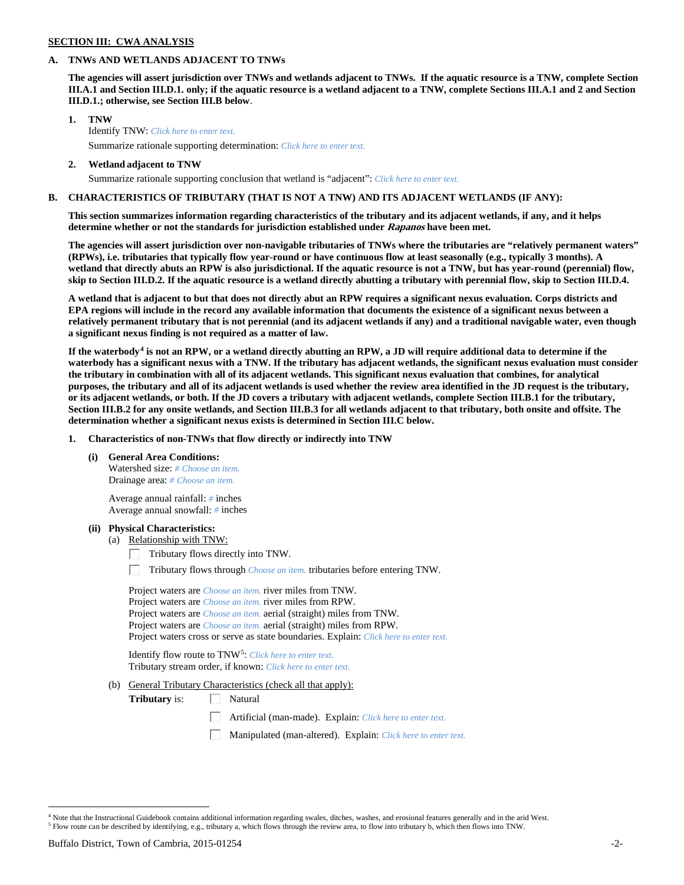**SECTION III: CWA ANALYSIS**

**A. TNWs AND WETLANDS ADJACENT TO TNWs**

**The agencies will assert jurisdiction over TNWs and wetlands adjacent to TNWs. If the aquatic resource is a TNW, complete Section III.A.1 and Section III.D.1. only; if the aquatic resource is a wetland adjacent to a TNW, complete Sections III.A.1 and 2 and Section III.D.1.; otherwise, see Section III.B below**.

**1. TNW**

Identify TNW: *Click here to enter text.*

Summarize rationale supporting determination: *Click here to enter text.*

**2. Wetland adjacent to TNW**

Summarize rationale supporting conclusion that wetland is "adjacent": *Click here to enter text.*

**B. CHARACTERISTICS OF TRIBUTARY (THAT IS NOT A TNW) AND ITS ADJACENT WETLANDS (IF ANY):**

**This section summarizes information regarding characteristics of the tributary and its adjacent wetlands, if any, and it helps determine whether or not the standards for jurisdiction established under *Rapanos* have been met.**

**The agencies will assert jurisdiction over non-navigable tributaries of TNWs where the tributaries are "relatively permanent waters" (RPWs), i.e. tributaries that typically flow year-round or have continuous flow at least seasonally (e.g., typically 3 months). A wetland that directly abuts an RPW is also jurisdictional. If the aquatic resource is not a TNW, but has year-round (perennial) flow, skip to Section III.D.2. If the aquatic resource is a wetland directly abutting a tributary with perennial flow, skip to Section III.D.4.**

**A wetland that is adjacent to but that does not directly abut an RPW requires a significant nexus evaluation. Corps districts and EPA regions will include in the record any available information that documents the existence of a significant nexus between a relatively permanent tributary that is not perennial (and its adjacent wetlands if any) and a traditional navigable water, even though a significant nexus finding is not required as a matter of law.**

**If the waterbody[4] is not an RPW, or a wetland directly abutting an RPW, a JD will require additional data to determine if the waterbody has a significant nexus with a TNW. If the tributary has adjacent wetlands, the significant nexus evaluation must consider the tributary in combination with all of its adjacent wetlands. This significant nexus evaluation that combines, for analytical purposes, the tributary and all of its adjacent wetlands is used whether the review area identified in the JD request is the tributary, or its adjacent wetlands, or both. If the JD covers a tributary with adjacent wetlands, complete Section III.B.1 for the tributary, Section III.B.2 for any onsite wetlands, and Section III.B.3 for all wetlands adjacent to that tributary, both onsite and offsite. The determination whether a significant nexus exists is determined in Section III.C below.**

**1. Characteristics of non-TNWs that flow directly or indirectly into TNW**

**(i) General Area Conditions:**

Watershed size: *# Choose an item.*
Drainage area: *# Choose an item.*

Average annual rainfall: *#* inches
Average annual snowfall: *#* inches

**(ii) Physical Characteristics:**

(a) Relationship with TNW:

☐ Tributary flows directly into TNW.

☐ Tributary flows through *Choose an item.* tributaries before entering TNW.

Project waters are *Choose an item.* river miles from TNW.
Project waters are *Choose an item.* river miles from RPW.
Project waters are *Choose an item.* aerial (straight) miles from TNW.
Project waters are *Choose an item.* aerial (straight) miles from RPW.
Project waters cross or serve as state boundaries. Explain: *Click here to enter text.*

Identify flow route to TNW[5]: *Click here to enter text.*
Tributary stream order, if known: *Click here to enter text.*

(b) General Tributary Characteristics (check all that apply):

**Tributary** is:

☐ Natural

☐ Artificial (man-made). Explain: *Click here to enter text.*

☐ Manipulated (man-altered). Explain: *Click here to enter text.*

---

[4] Note that the Instructional Guidebook contains additional information regarding swales, ditches, washes, and erosional features generally and in the arid West.

[5] Flow route can be described by identifying, e.g., tributary a, which flows through the review area, to flow into tributary b, which then flows into TNW.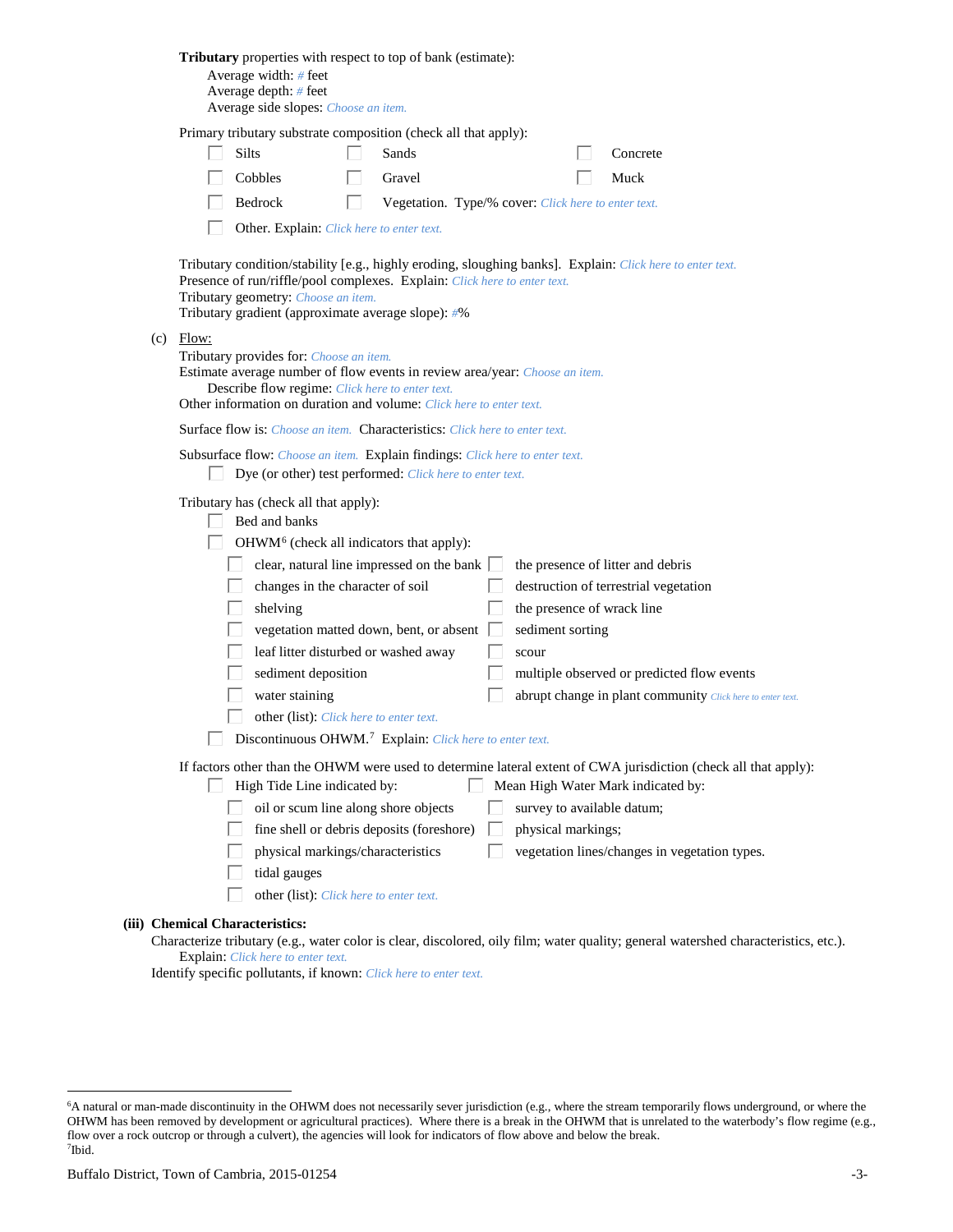**Tributary** properties with respect to top of bank (estimate):

Average width: # feet
Average depth: # feet
Average side slopes: *Choose an item.*

Primary tributary substrate composition (check all that apply):

- ☐ Silts
- ☐ Sands
- ☐ Concrete
- ☐ Cobbles
- ☐ Gravel
- ☐ Muck
- ☐ Bedrock
- ☐ Vegetation. Type/% cover: *Click here to enter text.*
- ☐ Other. Explain: *Click here to enter text.*

Tributary condition/stability [e.g., highly eroding, sloughing banks]. Explain: *Click here to enter text.*
Presence of run/riffle/pool complexes. Explain: *Click here to enter text.*
Tributary geometry: *Choose an item.*
Tributary gradient (approximate average slope): #%

(c) Flow:

Tributary provides for: *Choose an item.*
Estimate average number of flow events in review area/year: *Choose an item.*
Describe flow regime: *Click here to enter text.*
Other information on duration and volume: *Click here to enter text.*

Surface flow is: *Choose an item.* Characteristics: *Click here to enter text.*

Subsurface flow: *Choose an item.* Explain findings: *Click here to enter text.*

- ☐ Dye (or other) test performed: *Click here to enter text.*

Tributary has (check all that apply):

- ☐ Bed and banks
- ☐ OHWM[6] (check all indicators that apply):
  - ☐ clear, natural line impressed on the bank
  - ☐ the presence of litter and debris
  - ☐ changes in the character of soil
  - ☐ destruction of terrestrial vegetation
  - ☐ shelving
  - ☐ the presence of wrack line
  - ☐ vegetation matted down, bent, or absent
  - ☐ sediment sorting
  - ☐ leaf litter disturbed or washed away
  - ☐ scour
  - ☐ sediment deposition
  - ☐ multiple observed or predicted flow events
  - ☐ water staining
  - ☐ abrupt change in plant community *Click here to enter text.*
  - ☐ other (list): *Click here to enter text.*
- ☐ Discontinuous OHWM.[7] Explain: *Click here to enter text.*

If factors other than the OHWM were used to determine lateral extent of CWA jurisdiction (check all that apply):

- ☐ High Tide Line indicated by:
  - ☐ oil or scum line along shore objects
  - ☐ fine shell or debris deposits (foreshore)
  - ☐ physical markings/characteristics
  - ☐ tidal gauges
  - ☐ other (list): *Click here to enter text.*
- ☐ Mean High Water Mark indicated by:
  - ☐ survey to available datum;
  - ☐ physical markings;
  - ☐ vegetation lines/changes in vegetation types.

**(iii) Chemical Characteristics:**

Characterize tributary (e.g., water color is clear, discolored, oily film; water quality; general watershed characteristics, etc.).
Explain: *Click here to enter text.*
Identify specific pollutants, if known: *Click here to enter text.*

---

[6]A natural or man-made discontinuity in the OHWM does not necessarily sever jurisdiction (e.g., where the stream temporarily flows underground, or where the OHWM has been removed by development or agricultural practices). Where there is a break in the OHWM that is unrelated to the waterbody's flow regime (e.g., flow over a rock outcrop or through a culvert), the agencies will look for indicators of flow above and below the break.

[7]Ibid.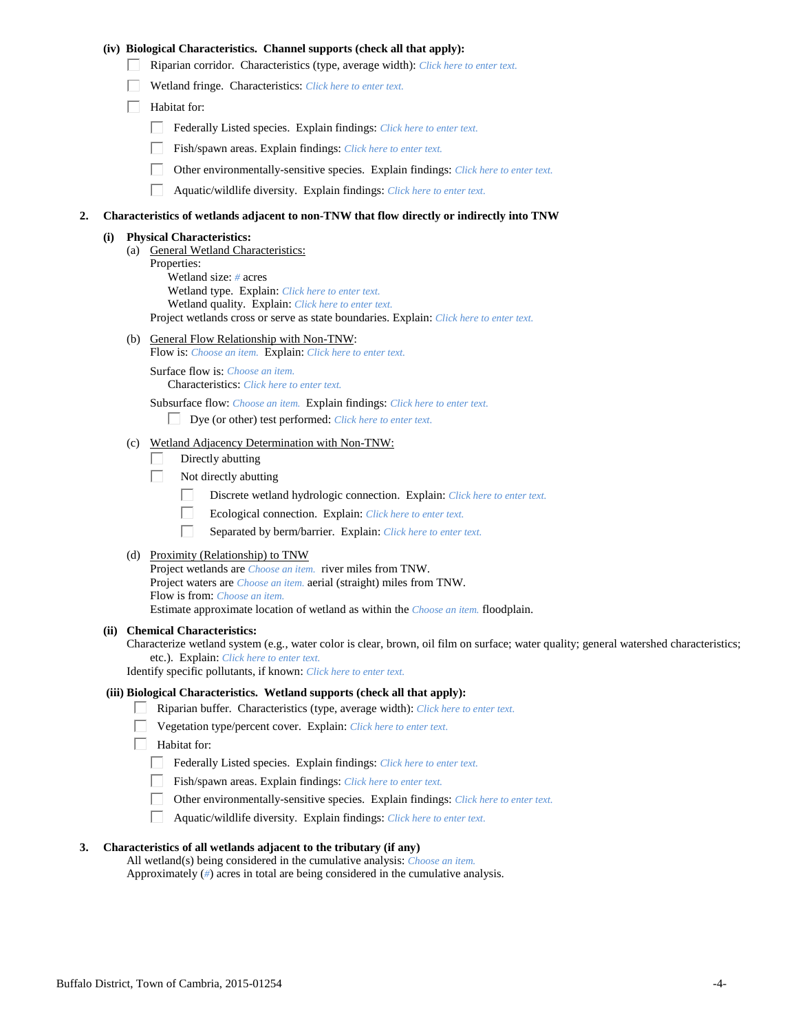**(iv) Biological Characteristics. Channel supports (check all that apply):**

- ☐ Riparian corridor. Characteristics (type, average width): *Click here to enter text.*
- ☐ Wetland fringe. Characteristics: *Click here to enter text.*
- ☐ Habitat for:
  - ☐ Federally Listed species. Explain findings: *Click here to enter text.*
  - ☐ Fish/spawn areas. Explain findings: *Click here to enter text.*
  - ☐ Other environmentally-sensitive species. Explain findings: *Click here to enter text.*
  - ☐ Aquatic/wildlife diversity. Explain findings: *Click here to enter text.*

**2. Characteristics of wetlands adjacent to non-TNW that flow directly or indirectly into TNW**

**(i) Physical Characteristics:**

(a) General Wetland Characteristics:

Properties:

Wetland size: *#* acres
Wetland type. Explain: *Click here to enter text.*
Wetland quality. Explain: *Click here to enter text.*

Project wetlands cross or serve as state boundaries. Explain: *Click here to enter text.*

(b) General Flow Relationship with Non-TNW:

Flow is: *Choose an item.* Explain: *Click here to enter text.*

Surface flow is: *Choose an item.*
Characteristics: *Click here to enter text.*

Subsurface flow: *Choose an item.* Explain findings: *Click here to enter text.*

- ☐ Dye (or other) test performed: *Click here to enter text.*

(c) Wetland Adjacency Determination with Non-TNW:

- ☐ Directly abutting
- ☐ Not directly abutting
  - ☐ Discrete wetland hydrologic connection. Explain: *Click here to enter text.*
  - ☐ Ecological connection. Explain: *Click here to enter text.*
  - ☐ Separated by berm/barrier. Explain: *Click here to enter text.*

(d) Proximity (Relationship) to TNW

Project wetlands are *Choose an item.* river miles from TNW.
Project waters are *Choose an item.* aerial (straight) miles from TNW.
Flow is from: *Choose an item.*
Estimate approximate location of wetland as within the *Choose an item.* floodplain.

**(ii) Chemical Characteristics:**

Characterize wetland system (e.g., water color is clear, brown, oil film on surface; water quality; general watershed characteristics; etc.). Explain: *Click here to enter text.*
Identify specific pollutants, if known: *Click here to enter text.*

**(iii) Biological Characteristics. Wetland supports (check all that apply):**

- ☐ Riparian buffer. Characteristics (type, average width): *Click here to enter text.*
- ☐ Vegetation type/percent cover. Explain: *Click here to enter text.*
- ☐ Habitat for:
  - ☐ Federally Listed species. Explain findings: *Click here to enter text.*
  - ☐ Fish/spawn areas. Explain findings: *Click here to enter text.*
  - ☐ Other environmentally-sensitive species. Explain findings: *Click here to enter text.*
  - ☐ Aquatic/wildlife diversity. Explain findings: *Click here to enter text.*

**3. Characteristics of all wetlands adjacent to the tributary (if any)**

All wetland(s) being considered in the cumulative analysis: *Choose an item.*
Approximately (*#*) acres in total are being considered in the cumulative analysis.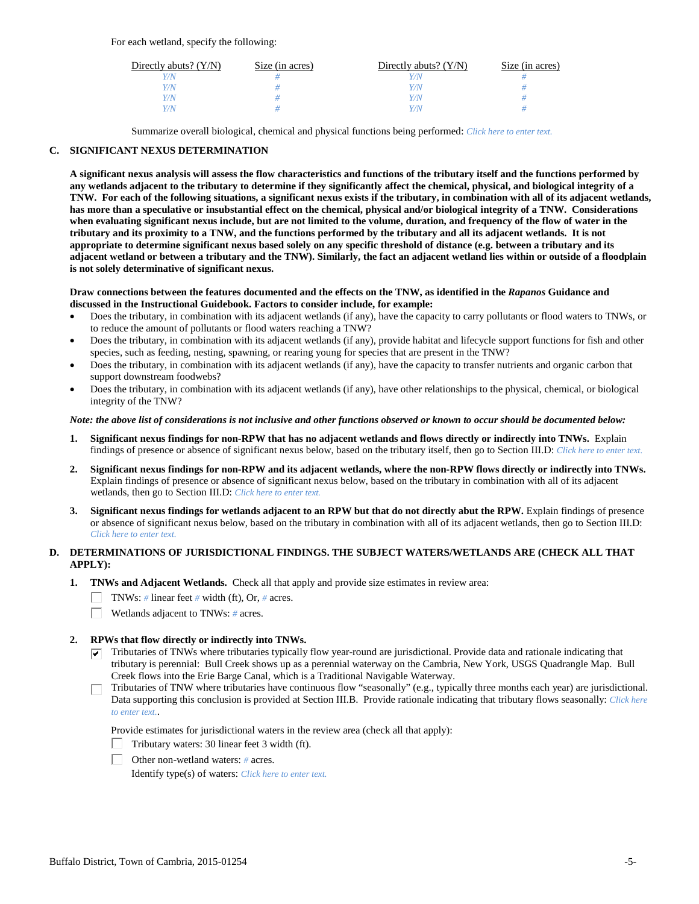For each wetland, specify the following:

| Directly abuts? (Y/N) | Size (in acres) | Directly abuts? (Y/N) | Size (in acres) |
|---|---|---|---|
| Y/N | # | Y/N | # |
| Y/N | # | Y/N | # |
| Y/N | # | Y/N | # |
| Y/N | # | Y/N | # |

Summarize overall biological, chemical and physical functions being performed: *Click here to enter text.*

## C. SIGNIFICANT NEXUS DETERMINATION

**A significant nexus analysis will assess the flow characteristics and functions of the tributary itself and the functions performed by any wetlands adjacent to the tributary to determine if they significantly affect the chemical, physical, and biological integrity of a TNW. For each of the following situations, a significant nexus exists if the tributary, in combination with all of its adjacent wetlands, has more than a speculative or insubstantial effect on the chemical, physical and/or biological integrity of a TNW. Considerations when evaluating significant nexus include, but are not limited to the volume, duration, and frequency of the flow of water in the tributary and its proximity to a TNW, and the functions performed by the tributary and all its adjacent wetlands. It is not appropriate to determine significant nexus based solely on any specific threshold of distance (e.g. between a tributary and its adjacent wetland or between a tributary and the TNW). Similarly, the fact an adjacent wetland lies within or outside of a floodplain is not solely determinative of significant nexus.**

**Draw connections between the features documented and the effects on the TNW, as identified in the *Rapanos* Guidance and discussed in the Instructional Guidebook. Factors to consider include, for example:**

- Does the tributary, in combination with its adjacent wetlands (if any), have the capacity to carry pollutants or flood waters to TNWs, or to reduce the amount of pollutants or flood waters reaching a TNW?
- Does the tributary, in combination with its adjacent wetlands (if any), provide habitat and lifecycle support functions for fish and other species, such as feeding, nesting, spawning, or rearing young for species that are present in the TNW?
- Does the tributary, in combination with its adjacent wetlands (if any), have the capacity to transfer nutrients and organic carbon that support downstream foodwebs?
- Does the tributary, in combination with its adjacent wetlands (if any), have other relationships to the physical, chemical, or biological integrity of the TNW?

***Note: the above list of considerations is not inclusive and other functions observed or known to occur should be documented below:***

1. **Significant nexus findings for non-RPW that has no adjacent wetlands and flows directly or indirectly into TNWs.** Explain findings of presence or absence of significant nexus below, based on the tributary itself, then go to Section III.D: *Click here to enter text.*

2. **Significant nexus findings for non-RPW and its adjacent wetlands, where the non-RPW flows directly or indirectly into TNWs.** Explain findings of presence or absence of significant nexus below, based on the tributary in combination with all of its adjacent wetlands, then go to Section III.D: *Click here to enter text.*

3. **Significant nexus findings for wetlands adjacent to an RPW but that do not directly abut the RPW.** Explain findings of presence or absence of significant nexus below, based on the tributary in combination with all of its adjacent wetlands, then go to Section III.D: *Click here to enter text.*

## D. DETERMINATIONS OF JURISDICTIONAL FINDINGS. THE SUBJECT WATERS/WETLANDS ARE (CHECK ALL THAT APPLY):

1. **TNWs and Adjacent Wetlands.** Check all that apply and provide size estimates in review area:
   - ☐ TNWs: # linear feet # width (ft), Or, # acres.
   - ☐ Wetlands adjacent to TNWs: # acres.

2. **RPWs that flow directly or indirectly into TNWs.**
   - ☑ Tributaries of TNWs where tributaries typically flow year-round are jurisdictional. Provide data and rationale indicating that tributary is perennial: Bull Creek shows up as a perennial waterway on the Cambria, New York, USGS Quadrangle Map. Bull Creek flows into the Erie Barge Canal, which is a Traditional Navigable Waterway.
   - ☐ Tributaries of TNW where tributaries have continuous flow "seasonally" (e.g., typically three months each year) are jurisdictional. Data supporting this conclusion is provided at Section III.B. Provide rationale indicating that tributary flows seasonally: *Click here to enter text.*.

   Provide estimates for jurisdictional waters in the review area (check all that apply):
   - ☐ Tributary waters: 30 linear feet 3 width (ft).
   - ☐ Other non-wetland waters: # acres.

     Identify type(s) of waters: *Click here to enter text.*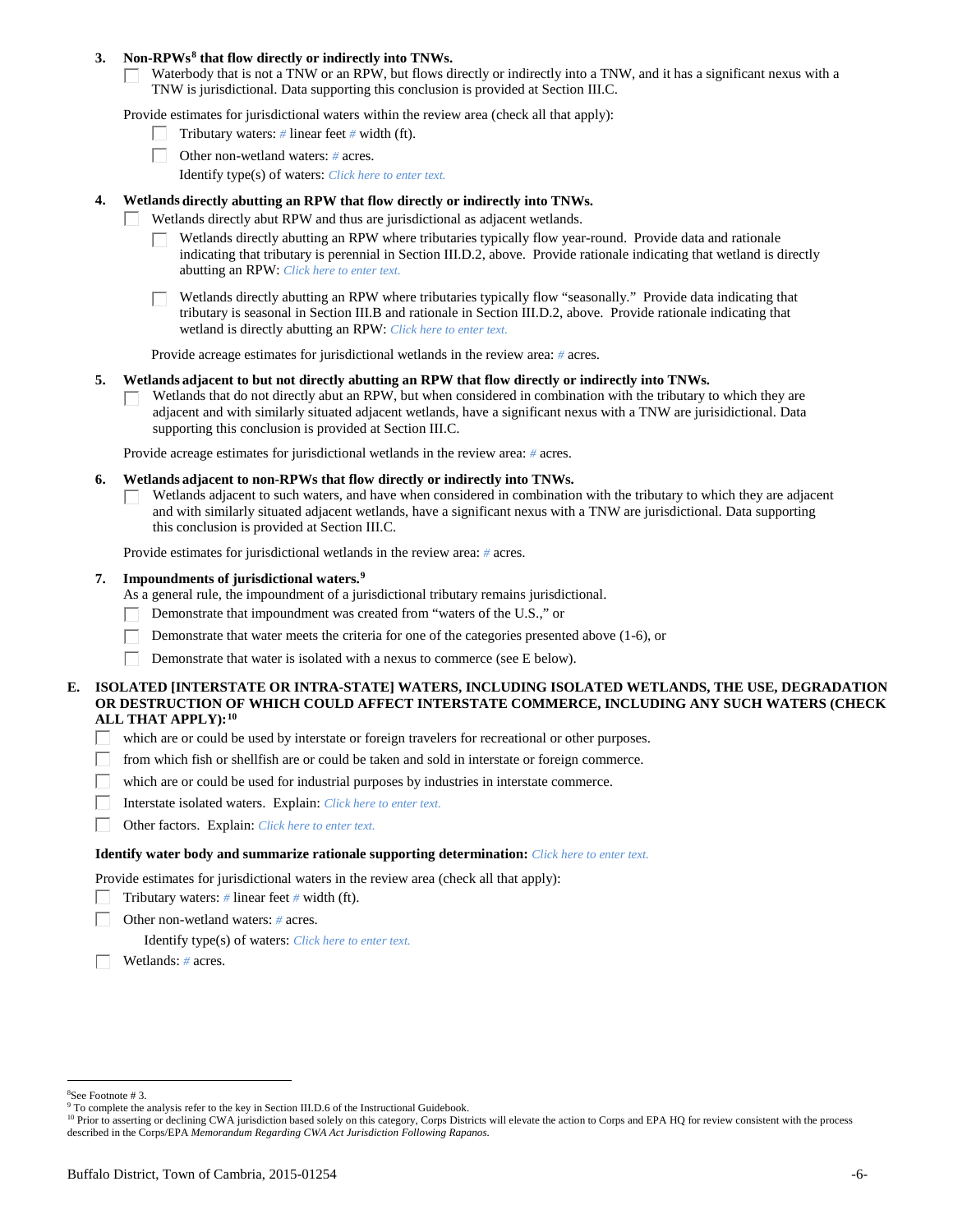**3. Non-RPWs[8] that flow directly or indirectly into TNWs.**

☐ Waterbody that is not a TNW or an RPW, but flows directly or indirectly into a TNW, and it has a significant nexus with a TNW is jurisdictional. Data supporting this conclusion is provided at Section III.C.

Provide estimates for jurisdictional waters within the review area (check all that apply):

- ☐ Tributary waters: # linear feet # width (ft).
- ☐ Other non-wetland waters: # acres.

  Identify type(s) of waters: *Click here to enter text.*

**4. Wetlands directly abutting an RPW that flow directly or indirectly into TNWs.**

☐ Wetlands directly abut RPW and thus are jurisdictional as adjacent wetlands.

- ☐ Wetlands directly abutting an RPW where tributaries typically flow year-round. Provide data and rationale indicating that tributary is perennial in Section III.D.2, above. Provide rationale indicating that wetland is directly abutting an RPW: *Click here to enter text.*
- ☐ Wetlands directly abutting an RPW where tributaries typically flow "seasonally." Provide data indicating that tributary is seasonal in Section III.B and rationale in Section III.D.2, above. Provide rationale indicating that wetland is directly abutting an RPW: *Click here to enter text.*

Provide acreage estimates for jurisdictional wetlands in the review area: # acres.

**5. Wetlands adjacent to but not directly abutting an RPW that flow directly or indirectly into TNWs.**

☐ Wetlands that do not directly abut an RPW, but when considered in combination with the tributary to which they are adjacent and with similarly situated adjacent wetlands, have a significant nexus with a TNW are jurisidictional. Data supporting this conclusion is provided at Section III.C.

Provide acreage estimates for jurisdictional wetlands in the review area: # acres.

**6. Wetlands adjacent to non-RPWs that flow directly or indirectly into TNWs.**

☐ Wetlands adjacent to such waters, and have when considered in combination with the tributary to which they are adjacent and with similarly situated adjacent wetlands, have a significant nexus with a TNW are jurisdictional. Data supporting this conclusion is provided at Section III.C.

Provide estimates for jurisdictional wetlands in the review area: # acres.

**7. Impoundments of jurisdictional waters.[9]**

As a general rule, the impoundment of a jurisdictional tributary remains jurisdictional.

- ☐ Demonstrate that impoundment was created from "waters of the U.S.," or
- ☐ Demonstrate that water meets the criteria for one of the categories presented above (1-6), or
- ☐ Demonstrate that water is isolated with a nexus to commerce (see E below).

**E. ISOLATED [INTERSTATE OR INTRA-STATE] WATERS, INCLUDING ISOLATED WETLANDS, THE USE, DEGRADATION OR DESTRUCTION OF WHICH COULD AFFECT INTERSTATE COMMERCE, INCLUDING ANY SUCH WATERS (CHECK ALL THAT APPLY):[10]**

- ☐ which are or could be used by interstate or foreign travelers for recreational or other purposes.
- ☐ from which fish or shellfish are or could be taken and sold in interstate or foreign commerce.
- ☐ which are or could be used for industrial purposes by industries in interstate commerce.
- ☐ Interstate isolated waters. Explain: *Click here to enter text.*
- ☐ Other factors. Explain: *Click here to enter text.*

**Identify water body and summarize rationale supporting determination:** *Click here to enter text.*

Provide estimates for jurisdictional waters in the review area (check all that apply):

- ☐ Tributary waters: # linear feet # width (ft).
- ☐ Other non-wetland waters: # acres.

  Identify type(s) of waters: *Click here to enter text.*
- ☐ Wetlands: # acres.

---

[8] See Footnote # 3.

[9] To complete the analysis refer to the key in Section III.D.6 of the Instructional Guidebook.

[10] Prior to asserting or declining CWA jurisdiction based solely on this category, Corps Districts will elevate the action to Corps and EPA HQ for review consistent with the process described in the Corps/EPA *Memorandum Regarding CWA Act Jurisdiction Following Rapanos.*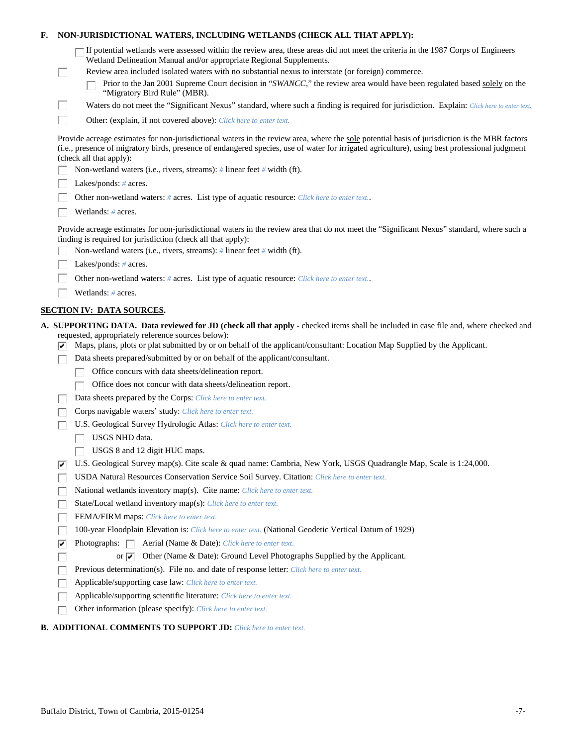**F. NON-JURISDICTIONAL WATERS, INCLUDING WETLANDS (CHECK ALL THAT APPLY):**

- ☐ If potential wetlands were assessed within the review area, these areas did not meet the criteria in the 1987 Corps of Engineers Wetland Delineation Manual and/or appropriate Regional Supplements.
- ☐ Review area included isolated waters with no substantial nexus to interstate (or foreign) commerce.
  - ☐ Prior to the Jan 2001 Supreme Court decision in "*SWANCC*," the review area would have been regulated based solely on the "Migratory Bird Rule" (MBR).
- ☐ Waters do not meet the "Significant Nexus" standard, where such a finding is required for jurisdiction. Explain: *Click here to enter text.*
- ☐ Other: (explain, if not covered above): *Click here to enter text.*

Provide acreage estimates for non-jurisdictional waters in the review area, where the sole potential basis of jurisdiction is the MBR factors (i.e., presence of migratory birds, presence of endangered species, use of water for irrigated agriculture), using best professional judgment (check all that apply):

- ☐ Non-wetland waters (i.e., rivers, streams): # linear feet # width (ft).
- ☐ Lakes/ponds: # acres.
- ☐ Other non-wetland waters: # acres. List type of aquatic resource: *Click here to enter text.*.
- ☐ Wetlands: # acres.

Provide acreage estimates for non-jurisdictional waters in the review area that do not meet the "Significant Nexus" standard, where such a finding is required for jurisdiction (check all that apply):

- ☐ Non-wetland waters (i.e., rivers, streams): # linear feet # width (ft).
- ☐ Lakes/ponds: # acres.
- ☐ Other non-wetland waters: # acres. List type of aquatic resource: *Click here to enter text.*.
- ☐ Wetlands: # acres.

## SECTION IV: DATA SOURCES.

**A. SUPPORTING DATA. Data reviewed for JD (check all that apply** - checked items shall be included in case file and, where checked and requested, appropriately reference sources below):

- ☑ Maps, plans, plots or plat submitted by or on behalf of the applicant/consultant: Location Map Supplied by the Applicant.
- ☐ Data sheets prepared/submitted by or on behalf of the applicant/consultant.
  - ☐ Office concurs with data sheets/delineation report.
  - ☐ Office does not concur with data sheets/delineation report.
- ☐ Data sheets prepared by the Corps: *Click here to enter text.*
- ☐ Corps navigable waters' study: *Click here to enter text.*
- ☐ U.S. Geological Survey Hydrologic Atlas: *Click here to enter text.*
  - ☐ USGS NHD data.
  - ☐ USGS 8 and 12 digit HUC maps.
- ☑ U.S. Geological Survey map(s). Cite scale & quad name: Cambria, New York, USGS Quadrangle Map, Scale is 1:24,000.
- ☐ USDA Natural Resources Conservation Service Soil Survey. Citation: *Click here to enter text.*
- ☐ National wetlands inventory map(s). Cite name: *Click here to enter text.*
- ☐ State/Local wetland inventory map(s): *Click here to enter text.*
- ☐ FEMA/FIRM maps: *Click here to enter text.*
- ☐ 100-year Floodplain Elevation is: *Click here to enter text.* (National Geodetic Vertical Datum of 1929)
- ☑ Photographs: ☐ Aerial (Name & Date): *Click here to enter text.*
- ☐ or ☑ Other (Name & Date): Ground Level Photographs Supplied by the Applicant.
- ☐ Previous determination(s). File no. and date of response letter: *Click here to enter text.*
- ☐ Applicable/supporting case law: *Click here to enter text.*
- ☐ Applicable/supporting scientific literature: *Click here to enter text.*
- ☐ Other information (please specify): *Click here to enter text.*

**B. ADDITIONAL COMMENTS TO SUPPORT JD:** *Click here to enter text.*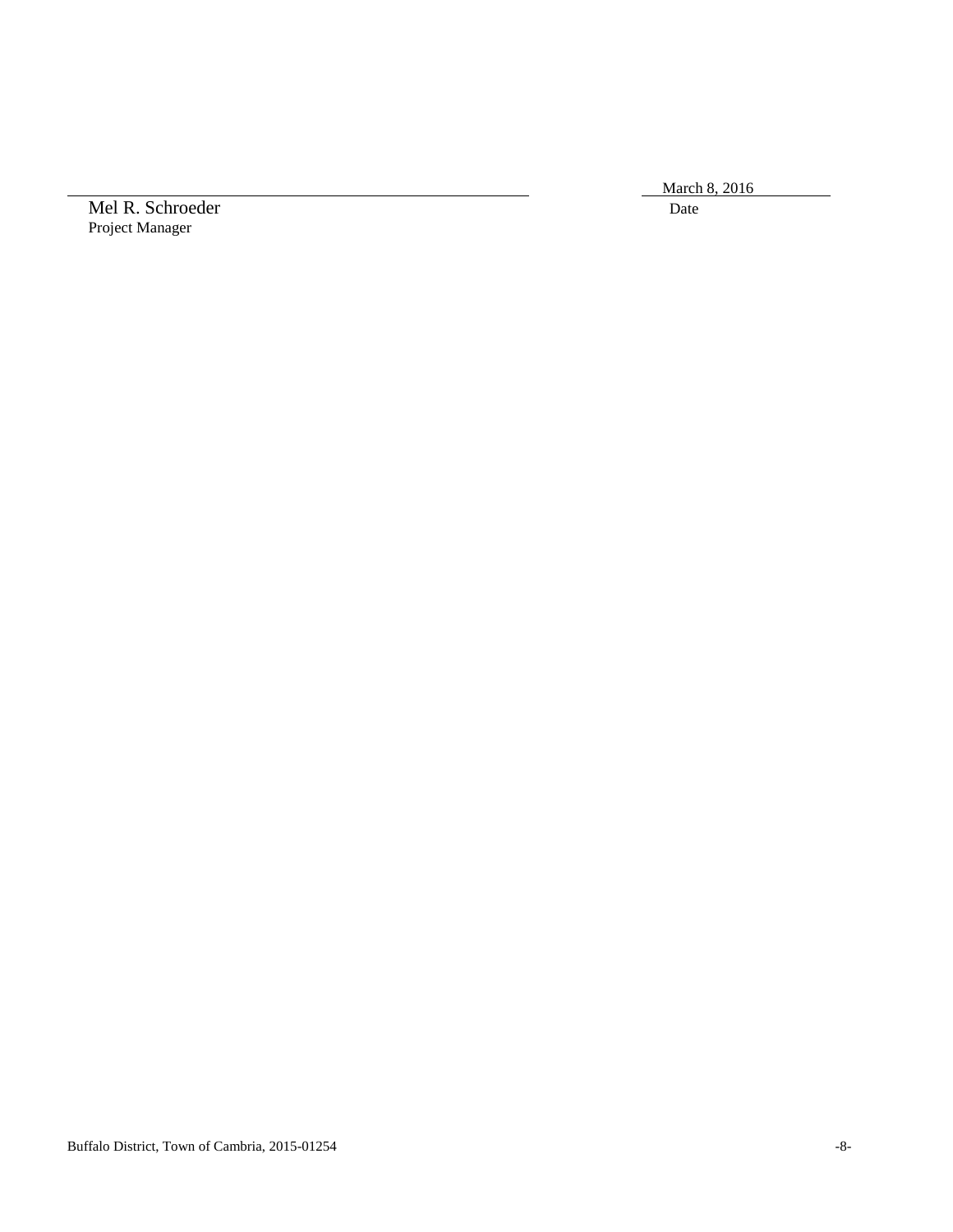Mel R. Schroeder
Project Manager

March 8, 2016
Date